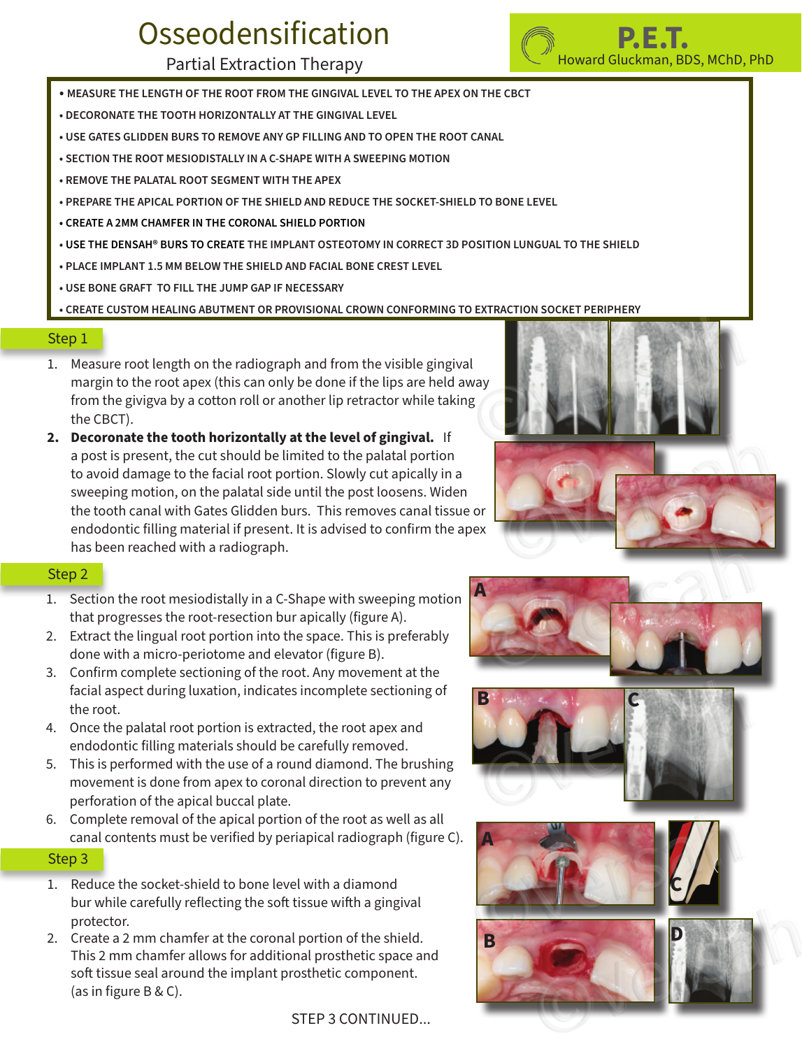# Osseodensification

Partial Extraction Therapy

**P.E.T.**
Howard Gluckman, BDS, MChD, PhD

- MEASURE THE LENGTH OF THE ROOT FROM THE GINGIVAL LEVEL TO THE APEX ON THE CBCT
- DECORONATE THE TOOTH HORIZONTALLY AT THE GINGIVAL LEVEL
- USE GATES GLIDDEN BURS TO REMOVE ANY GP FILLING AND TO OPEN THE ROOT CANAL
- SECTION THE ROOT MESIODISTALLY IN A C-SHAPE WITH A SWEEPING MOTION
- REMOVE THE PALATAL ROOT SEGMENT WITH THE APEX
- PREPARE THE APICAL PORTION OF THE SHIELD AND REDUCE THE SOCKET-SHIELD TO BONE LEVEL
- CREATE A 2MM CHAMFER IN THE CORONAL SHIELD PORTION
- USE THE DENSAH® BURS TO CREATE THE IMPLANT OSTEOTOMY IN CORRECT 3D POSITION LUNGUAL TO THE SHIELD
- PLACE IMPLANT 1.5 MM BELOW THE SHIELD AND FACIAL BONE CREST LEVEL
- USE BONE GRAFT TO FILL THE JUMP GAP IF NECESSARY
- CREATE CUSTOM HEALING ABUTMENT OR PROVISIONAL CROWN CONFORMING TO EXTRACTION SOCKET PERIPHERY

## Step 1

1. Measure root length on the radiograph and from the visible gingival margin to the root apex (this can only be done if the lips are held away from the givigva by a cotton roll or another lip retractor while taking the CBCT).
2. **Decoronate the tooth horizontally at the level of gingival.** If a post is present, the cut should be limited to the palatal portion to avoid damage to the facial root portion. Slowly cut apically in a sweeping motion, on the palatal side until the post loosens. Widen the tooth canal with Gates Glidden burs. This removes canal tissue or endodontic filling material if present. It is advised to confirm the apex has been reached with a radiograph.

## Step 2

1. Section the root mesiodistally in a C-Shape with sweeping motion that progresses the root-resection bur apically (figure A).
2. Extract the lingual root portion into the space. This is preferably done with a micro-periotome and elevator (figure B).
3. Confirm complete sectioning of the root. Any movement at the facial aspect during luxation, indicates incomplete sectioning of the root.
4. Once the palatal root portion is extracted, the root apex and endodontic filling materials should be carefully removed.
5. This is performed with the use of a round diamond. The brushing movement is done from apex to coronal direction to prevent any perforation of the apical buccal plate.
6. Complete removal of the apical portion of the root as well as all canal contents must be verified by periapical radiograph (figure C).

## Step 3

1. Reduce the socket-shield to bone level with a diamond bur while carefully reflecting the soft tissue wifth a gingival protector.
2. Create a 2 mm chamfer at the coronal portion of the shield. This 2 mm chamfer allows for additional prosthetic space and soft tissue seal around the implant prosthetic component. (as in figure B & C).

STEP 3 CONTINUED...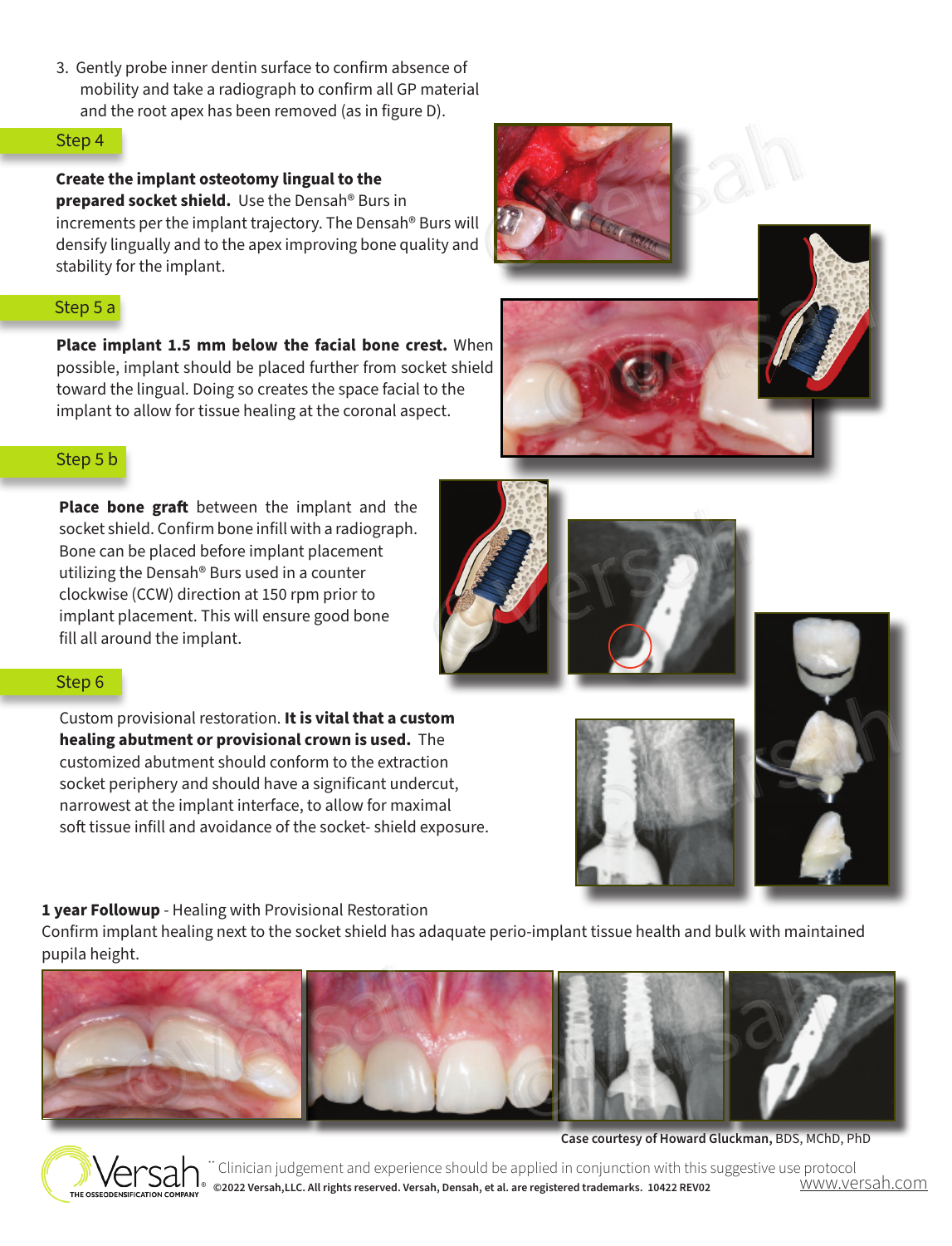3. Gently probe inner dentin surface to confirm absence of mobility and take a radiograph to confirm all GP material and the root apex has been removed (as in figure D).

## Step 4

**Create the implant osteotomy lingual to the prepared socket shield.** Use the Densah® Burs in increments per the implant trajectory. The Densah® Burs will densify lingually and to the apex improving bone quality and stability for the implant.

## Step 5 a

**Place implant 1.5 mm below the facial bone crest.** When possible, implant should be placed further from socket shield toward the lingual. Doing so creates the space facial to the implant to allow for tissue healing at the coronal aspect.

## Step 5 b

**Place bone graft** between the implant and the socket shield. Confirm bone infill with a radiograph. Bone can be placed before implant placement utilizing the Densah® Burs used in a counter clockwise (CCW) direction at 150 rpm prior to implant placement. This will ensure good bone fill all around the implant.

## Step 6

Custom provisional restoration. **It is vital that a custom healing abutment or provisional crown is used.** The customized abutment should conform to the extraction socket periphery and should have a significant undercut, narrowest at the implant interface, to allow for maximal soft tissue infill and avoidance of the socket- shield exposure.

**1 year Followup** - Healing with Provisional Restoration

Confirm implant healing next to the socket shield has adaquate perio-implant tissue health and bulk with maintained pupila height.

**Case courtesy of Howard Gluckman,** BDS, MChD, PhD

Clinician judgement and experience should be applied in conjunction with this suggestive use protocol

**©2022 Versah,LLC. All rights reserved. Versah, Densah, et al. are registered trademarks. 10422 REV02**

www.versah.com